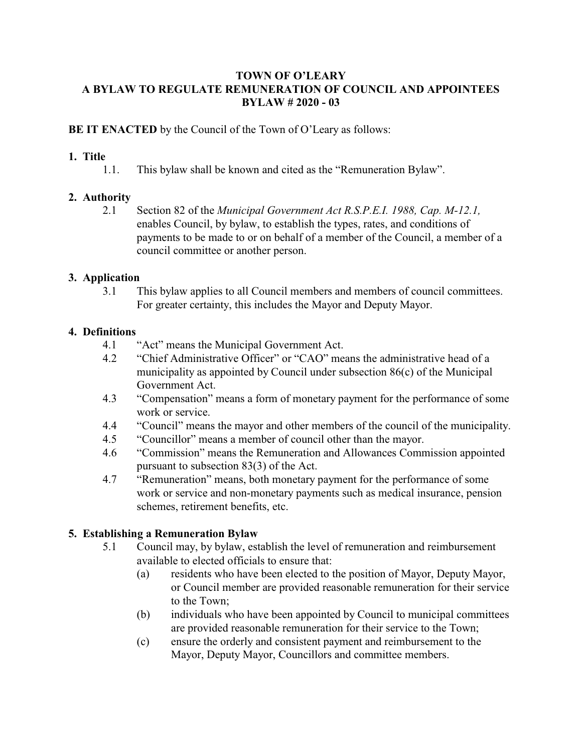# TOWN OF O'LEARY
# A BYLAW TO REGULATE REMUNERATION OF COUNCIL AND APPOINTEES
# BYLAW # 2020 - 03

**BE IT ENACTED** by the Council of the Town of O'Leary as follows:

## 1. Title

1.1. This bylaw shall be known and cited as the "Remuneration Bylaw".

## 2. Authority

2.1 Section 82 of the *Municipal Government Act R.S.P.E.I. 1988, Cap. M-12.1,* enables Council, by bylaw, to establish the types, rates, and conditions of payments to be made to or on behalf of a member of the Council, a member of a council committee or another person.

## 3. Application

3.1 This bylaw applies to all Council members and members of council committees. For greater certainty, this includes the Mayor and Deputy Mayor.

## 4. Definitions

4.1 "Act" means the Municipal Government Act.

4.2 "Chief Administrative Officer" or "CAO" means the administrative head of a municipality as appointed by Council under subsection 86(c) of the Municipal Government Act.

4.3 "Compensation" means a form of monetary payment for the performance of some work or service.

4.4 "Council" means the mayor and other members of the council of the municipality.

4.5 "Councillor" means a member of council other than the mayor.

4.6 "Commission" means the Remuneration and Allowances Commission appointed pursuant to subsection 83(3) of the Act.

4.7 "Remuneration" means, both monetary payment for the performance of some work or service and non-monetary payments such as medical insurance, pension schemes, retirement benefits, etc.

## 5. Establishing a Remuneration Bylaw

5.1 Council may, by bylaw, establish the level of remuneration and reimbursement available to elected officials to ensure that:

(a) residents who have been elected to the position of Mayor, Deputy Mayor, or Council member are provided reasonable remuneration for their service to the Town;

(b) individuals who have been appointed by Council to municipal committees are provided reasonable remuneration for their service to the Town;

(c) ensure the orderly and consistent payment and reimbursement to the Mayor, Deputy Mayor, Councillors and committee members.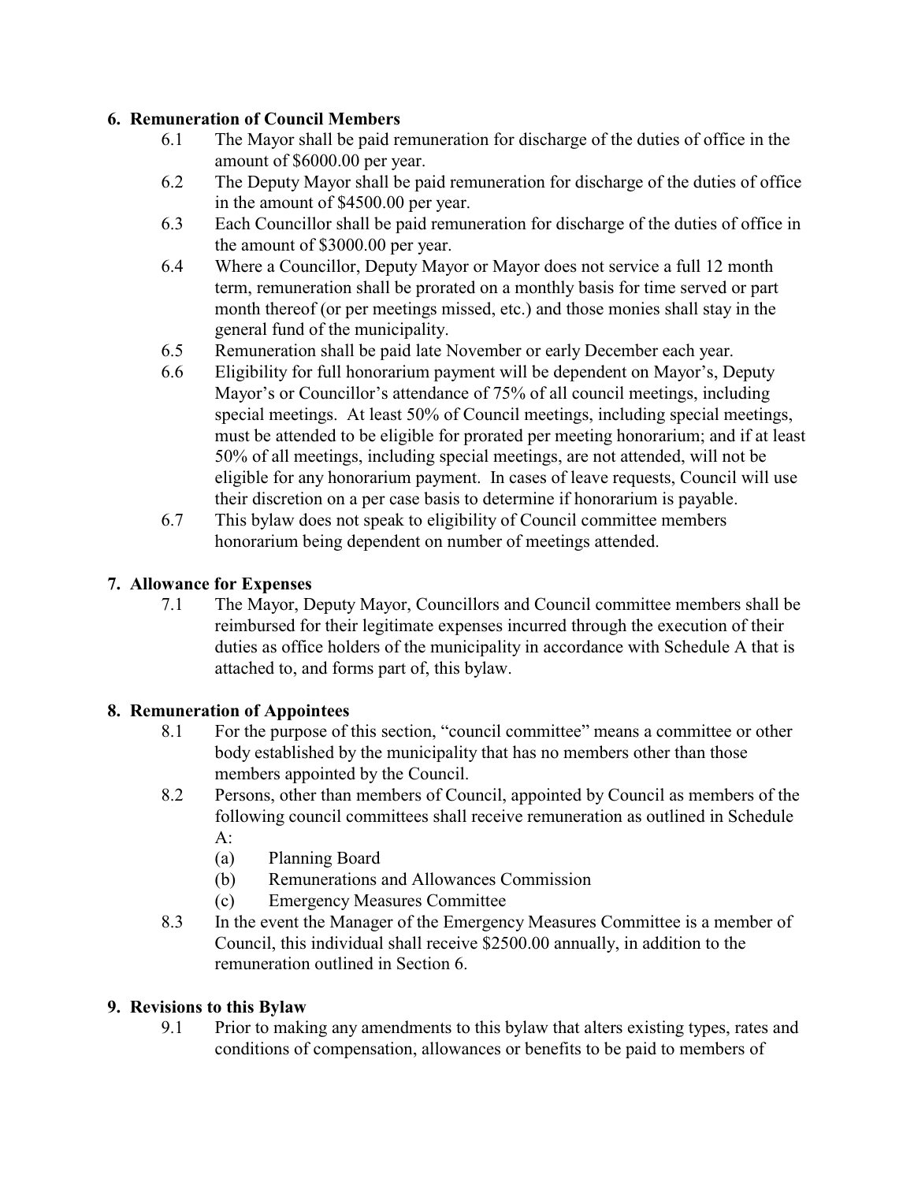## 6. Remuneration of Council Members

6.1 The Mayor shall be paid remuneration for discharge of the duties of office in the amount of $6000.00 per year.

6.2 The Deputy Mayor shall be paid remuneration for discharge of the duties of office in the amount of $4500.00 per year.

6.3 Each Councillor shall be paid remuneration for discharge of the duties of office in the amount of $3000.00 per year.

6.4 Where a Councillor, Deputy Mayor or Mayor does not service a full 12 month term, remuneration shall be prorated on a monthly basis for time served or part month thereof (or per meetings missed, etc.) and those monies shall stay in the general fund of the municipality.

6.5 Remuneration shall be paid late November or early December each year.

6.6 Eligibility for full honorarium payment will be dependent on Mayor's, Deputy Mayor's or Councillor's attendance of 75% of all council meetings, including special meetings. At least 50% of Council meetings, including special meetings, must be attended to be eligible for prorated per meeting honorarium; and if at least 50% of all meetings, including special meetings, are not attended, will not be eligible for any honorarium payment. In cases of leave requests, Council will use their discretion on a per case basis to determine if honorarium is payable.

6.7 This bylaw does not speak to eligibility of Council committee members honorarium being dependent on number of meetings attended.

## 7. Allowance for Expenses

7.1 The Mayor, Deputy Mayor, Councillors and Council committee members shall be reimbursed for their legitimate expenses incurred through the execution of their duties as office holders of the municipality in accordance with Schedule A that is attached to, and forms part of, this bylaw.

## 8. Remuneration of Appointees

8.1 For the purpose of this section, "council committee" means a committee or other body established by the municipality that has no members other than those members appointed by the Council.

8.2 Persons, other than members of Council, appointed by Council as members of the following council committees shall receive remuneration as outlined in Schedule A:

- (a) Planning Board
- (b) Remunerations and Allowances Commission
- (c) Emergency Measures Committee

8.3 In the event the Manager of the Emergency Measures Committee is a member of Council, this individual shall receive $2500.00 annually, in addition to the remuneration outlined in Section 6.

## 9. Revisions to this Bylaw

9.1 Prior to making any amendments to this bylaw that alters existing types, rates and conditions of compensation, allowances or benefits to be paid to members of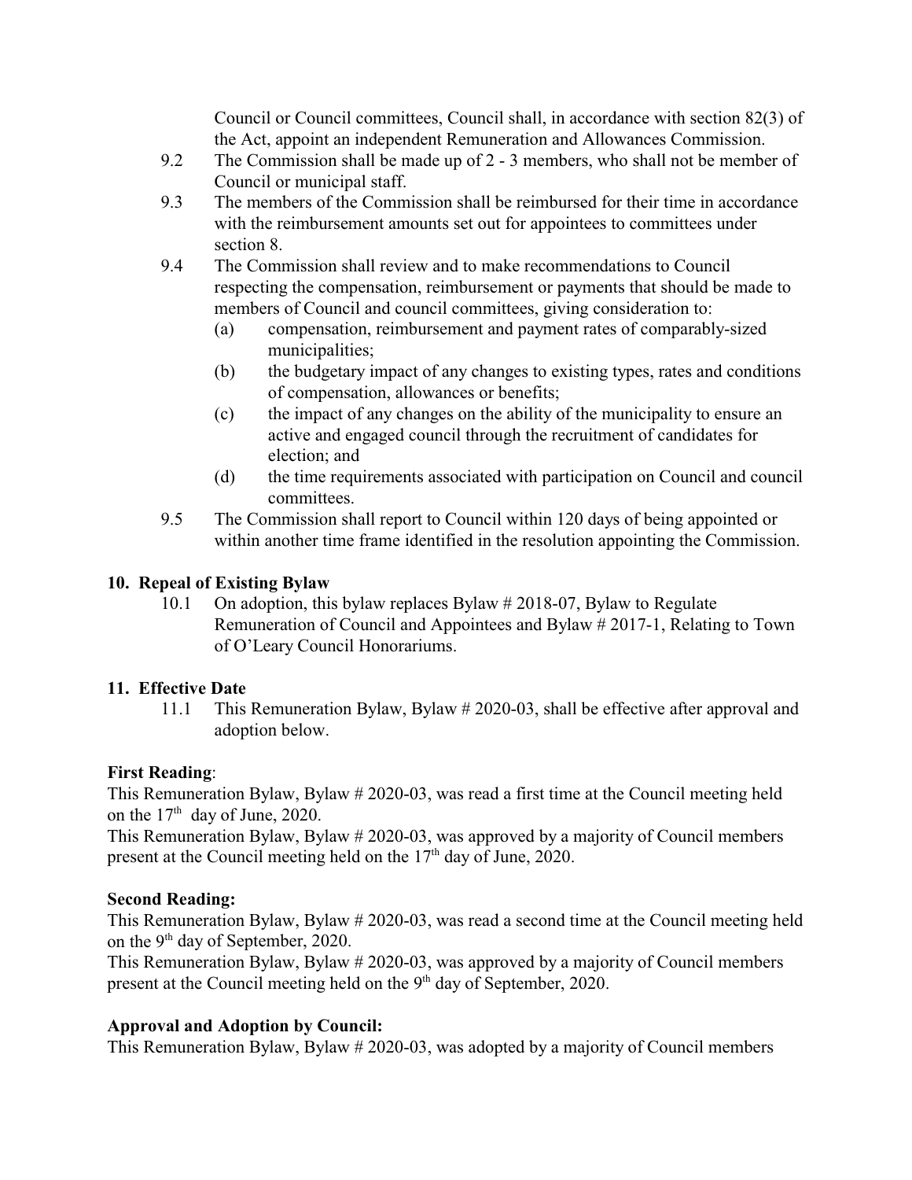Council or Council committees, Council shall, in accordance with section 82(3) of the Act, appoint an independent Remuneration and Allowances Commission.

9.2 The Commission shall be made up of 2 - 3 members, who shall not be member of Council or municipal staff.

9.3 The members of the Commission shall be reimbursed for their time in accordance with the reimbursement amounts set out for appointees to committees under section 8.

9.4 The Commission shall review and to make recommendations to Council respecting the compensation, reimbursement or payments that should be made to members of Council and council committees, giving consideration to:

- (a) compensation, reimbursement and payment rates of comparably-sized municipalities;
- (b) the budgetary impact of any changes to existing types, rates and conditions of compensation, allowances or benefits;
- (c) the impact of any changes on the ability of the municipality to ensure an active and engaged council through the recruitment of candidates for election; and
- (d) the time requirements associated with participation on Council and council committees.

9.5 The Commission shall report to Council within 120 days of being appointed or within another time frame identified in the resolution appointing the Commission.

## 10. Repeal of Existing Bylaw

10.1 On adoption, this bylaw replaces Bylaw # 2018-07, Bylaw to Regulate Remuneration of Council and Appointees and Bylaw # 2017-1, Relating to Town of O'Leary Council Honorariums.

## 11. Effective Date

11.1 This Remuneration Bylaw, Bylaw # 2020-03, shall be effective after approval and adoption below.

**First Reading**:

This Remuneration Bylaw, Bylaw # 2020-03, was read a first time at the Council meeting held on the 17th day of June, 2020.

This Remuneration Bylaw, Bylaw # 2020-03, was approved by a majority of Council members present at the Council meeting held on the 17th day of June, 2020.

**Second Reading:**

This Remuneration Bylaw, Bylaw # 2020-03, was read a second time at the Council meeting held on the 9th day of September, 2020.

This Remuneration Bylaw, Bylaw # 2020-03, was approved by a majority of Council members present at the Council meeting held on the 9th day of September, 2020.

**Approval and Adoption by Council:**

This Remuneration Bylaw, Bylaw # 2020-03, was adopted by a majority of Council members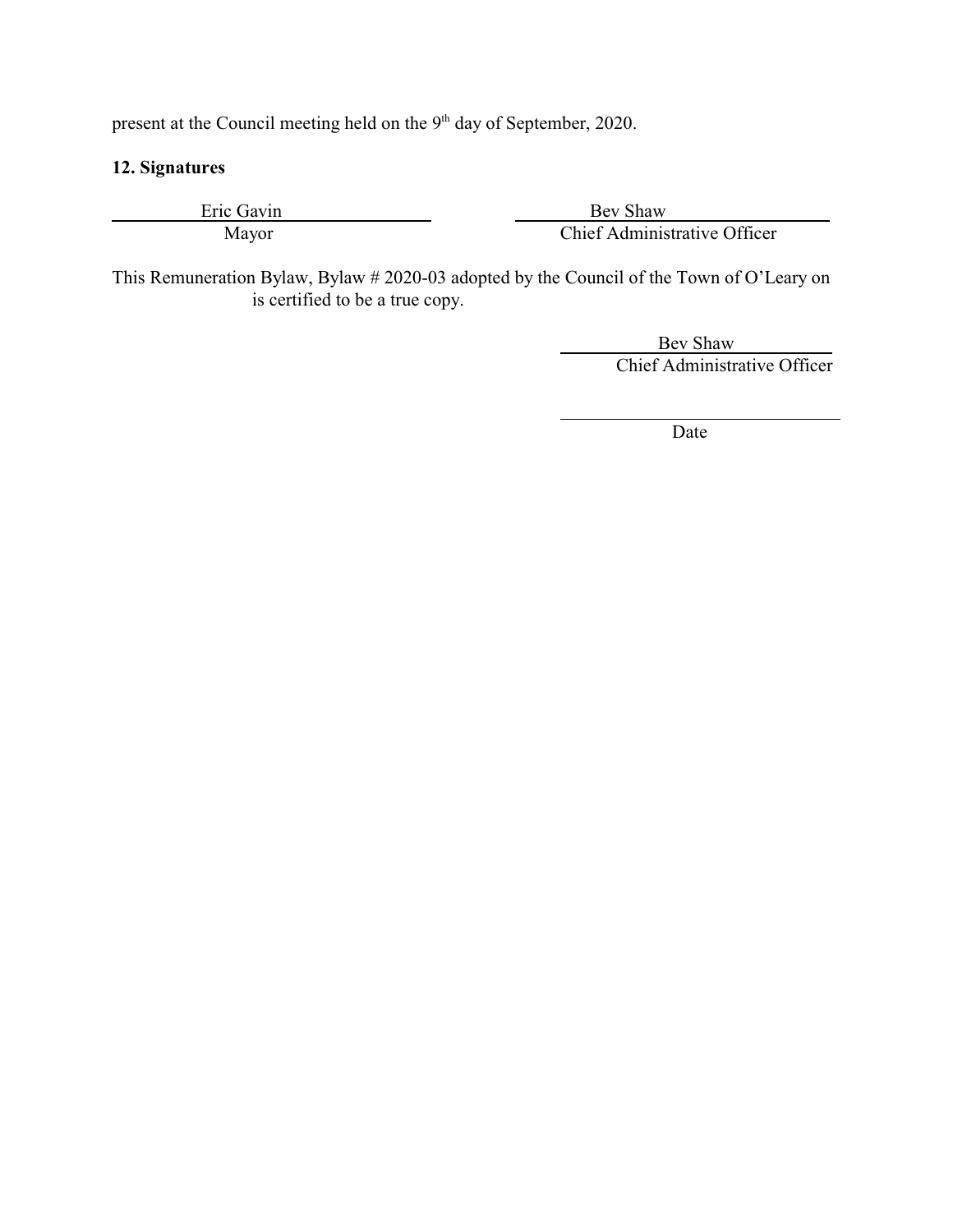present at the Council meeting held on the 9th day of September, 2020.

**12. Signatures**

| Eric Gavin | Bev Shaw |
| --- | --- |
| Mayor | Chief Administrative Officer |

This Remuneration Bylaw, Bylaw # 2020-03 adopted by the Council of the Town of O'Leary on is certified to be a true copy.

Bev Shaw
Chief Administrative Officer

Date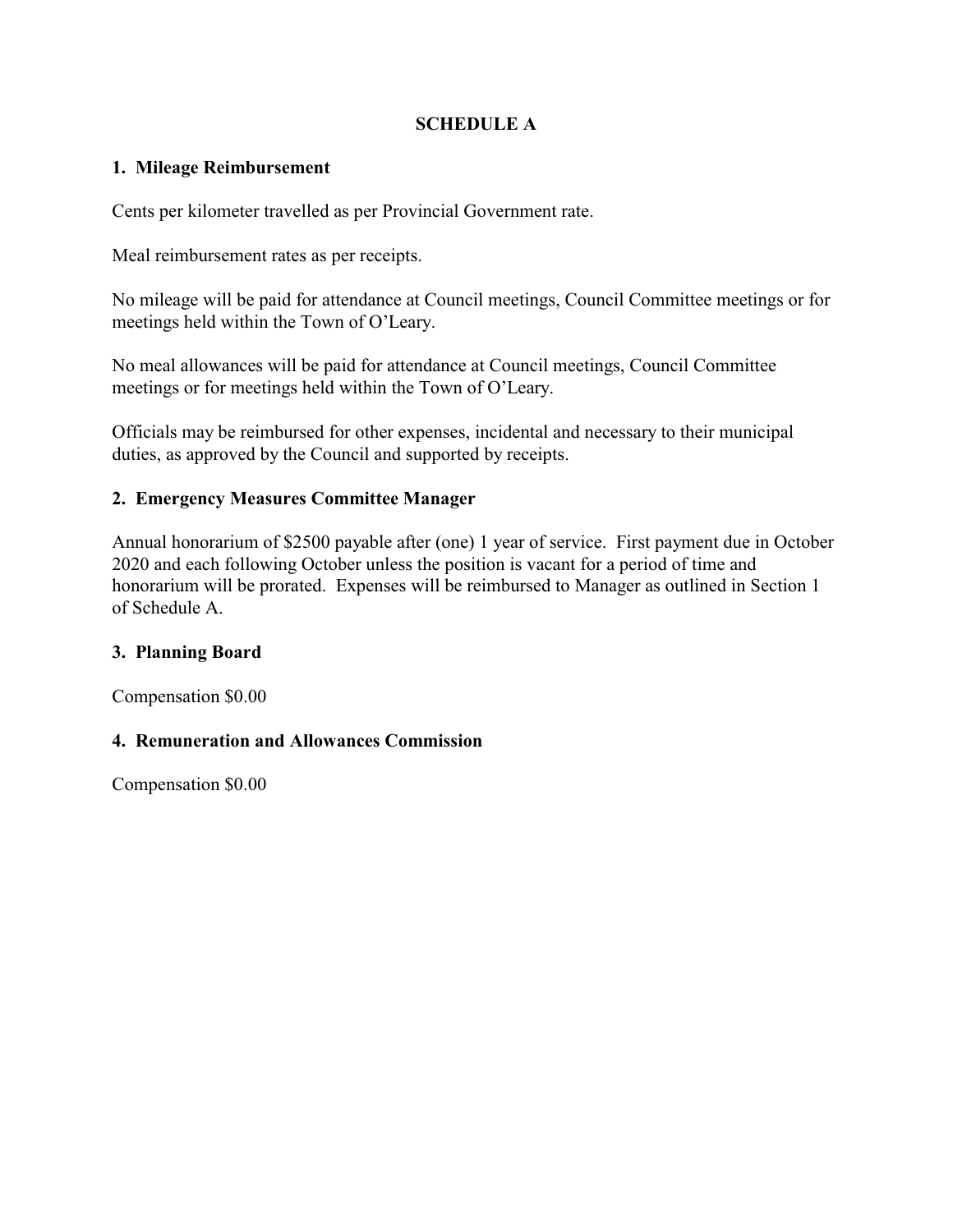# SCHEDULE A

## 1. Mileage Reimbursement

Cents per kilometer travelled as per Provincial Government rate.

Meal reimbursement rates as per receipts.

No mileage will be paid for attendance at Council meetings, Council Committee meetings or for meetings held within the Town of O'Leary.

No meal allowances will be paid for attendance at Council meetings, Council Committee meetings or for meetings held within the Town of O'Leary.

Officials may be reimbursed for other expenses, incidental and necessary to their municipal duties, as approved by the Council and supported by receipts.

## 2. Emergency Measures Committee Manager

Annual honorarium of $2500 payable after (one) 1 year of service. First payment due in October 2020 and each following October unless the position is vacant for a period of time and honorarium will be prorated. Expenses will be reimbursed to Manager as outlined in Section 1 of Schedule A.

## 3. Planning Board

Compensation $0.00

## 4. Remuneration and Allowances Commission

Compensation $0.00